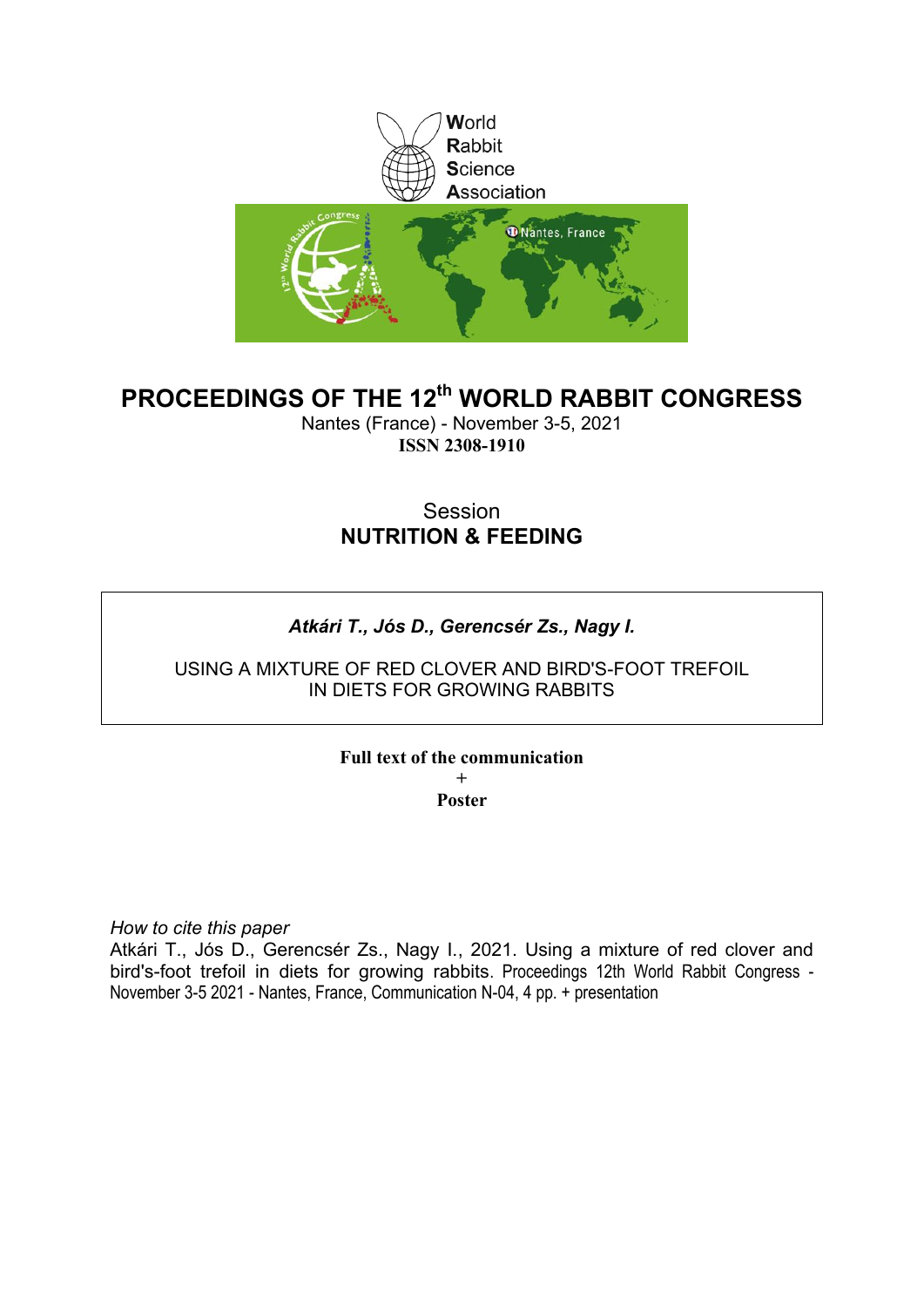World
Rabbit
Science
Association

# PROCEEDINGS OF THE 12th WORLD RABBIT CONGRESS

Nantes (France) - November 3-5, 2021

**ISSN 2308-1910**

## Session
## NUTRITION & FEEDING

***Atkári T., Jós D., Gerencsér Zs., Nagy I.***

USING A MIXTURE OF RED CLOVER AND BIRD'S-FOOT TREFOIL IN DIETS FOR GROWING RABBITS

**Full text of the communication**
**+**
**Poster**

*How to cite this paper*

Atkári T., Jós D., Gerencsér Zs., Nagy I., 2021. Using a mixture of red clover and bird's-foot trefoil in diets for growing rabbits. Proceedings 12th World Rabbit Congress - November 3-5 2021 - Nantes, France, Communication N-04, 4 pp. + presentation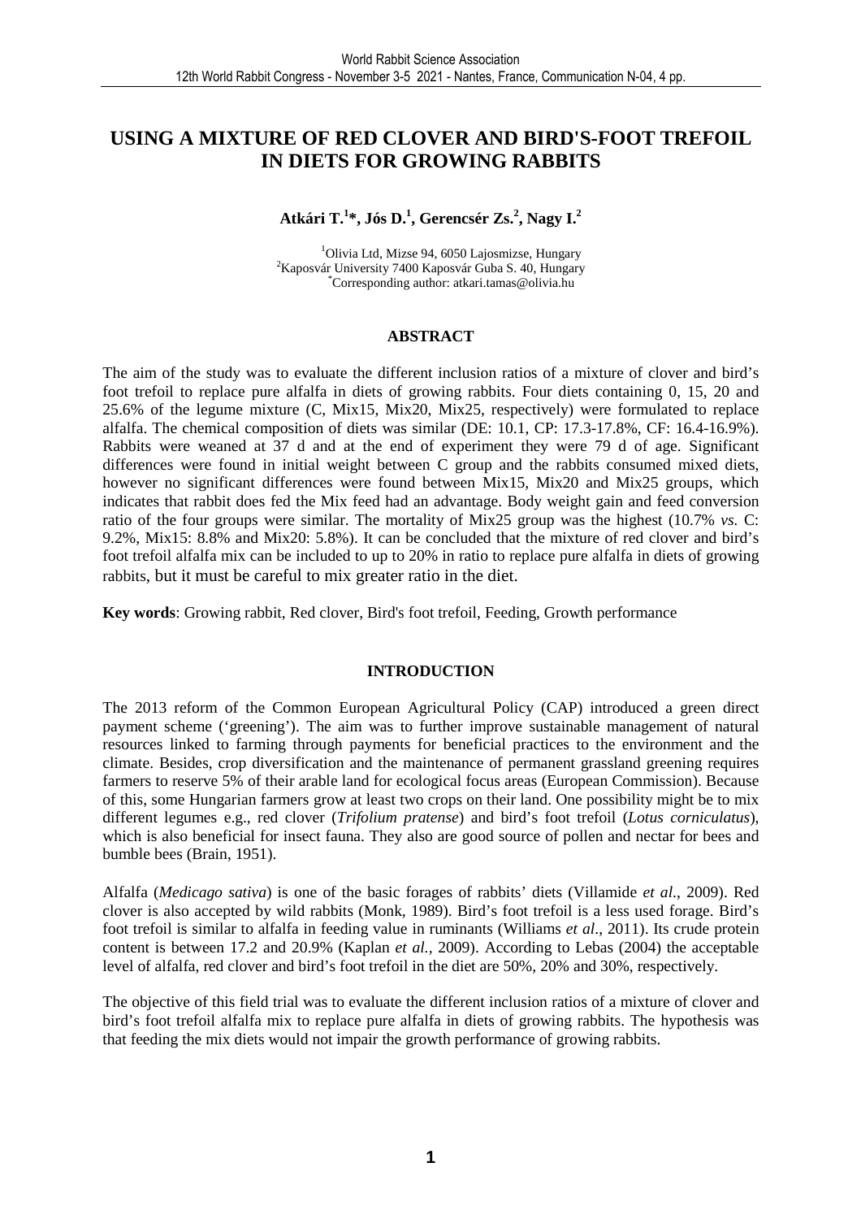# USING A MIXTURE OF RED CLOVER AND BIRD'S-FOOT TREFOIL IN DIETS FOR GROWING RABBITS

**Atkári T.[1]*, Jós D.[1], Gerencsér Zs.[2], Nagy I.[2]**

[1]Olivia Ltd, Mizse 94, 6050 Lajosmizse, Hungary
[2]Kaposvár University 7400 Kaposvár Guba S. 40, Hungary
*Corresponding author: atkari.tamas@olivia.hu

## ABSTRACT

The aim of the study was to evaluate the different inclusion ratios of a mixture of clover and bird's foot trefoil to replace pure alfalfa in diets of growing rabbits. Four diets containing 0, 15, 20 and 25.6% of the legume mixture (C, Mix15, Mix20, Mix25, respectively) were formulated to replace alfalfa. The chemical composition of diets was similar (DE: 10.1, CP: 17.3-17.8%, CF: 16.4-16.9%). Rabbits were weaned at 37 d and at the end of experiment they were 79 d of age. Significant differences were found in initial weight between C group and the rabbits consumed mixed diets, however no significant differences were found between Mix15, Mix20 and Mix25 groups, which indicates that rabbit does fed the Mix feed had an advantage. Body weight gain and feed conversion ratio of the four groups were similar. The mortality of Mix25 group was the highest (10.7% *vs.* C: 9.2%, Mix15: 8.8% and Mix20: 5.8%). It can be concluded that the mixture of red clover and bird's foot trefoil alfalfa mix can be included to up to 20% in ratio to replace pure alfalfa in diets of growing rabbits, but it must be careful to mix greater ratio in the diet.

**Key words**: Growing rabbit, Red clover, Bird's foot trefoil, Feeding, Growth performance

## INTRODUCTION

The 2013 reform of the Common European Agricultural Policy (CAP) introduced a green direct payment scheme ('greening'). The aim was to further improve sustainable management of natural resources linked to farming through payments for beneficial practices to the environment and the climate. Besides, crop diversification and the maintenance of permanent grassland greening requires farmers to reserve 5% of their arable land for ecological focus areas (European Commission). Because of this, some Hungarian farmers grow at least two crops on their land. One possibility might be to mix different legumes e.g., red clover (*Trifolium pratense*) and bird's foot trefoil (*Lotus corniculatus*), which is also beneficial for insect fauna. They also are good source of pollen and nectar for bees and bumble bees (Brain, 1951).

Alfalfa (*Medicago sativa*) is one of the basic forages of rabbits' diets (Villamide *et al*., 2009). Red clover is also accepted by wild rabbits (Monk, 1989). Bird's foot trefoil is a less used forage. Bird's foot trefoil is similar to alfalfa in feeding value in ruminants (Williams *et al*., 2011). Its crude protein content is between 17.2 and 20.9% (Kaplan *et al.*, 2009). According to Lebas (2004) the acceptable level of alfalfa, red clover and bird's foot trefoil in the diet are 50%, 20% and 30%, respectively.

The objective of this field trial was to evaluate the different inclusion ratios of a mixture of clover and bird's foot trefoil alfalfa mix to replace pure alfalfa in diets of growing rabbits. The hypothesis was that feeding the mix diets would not impair the growth performance of growing rabbits.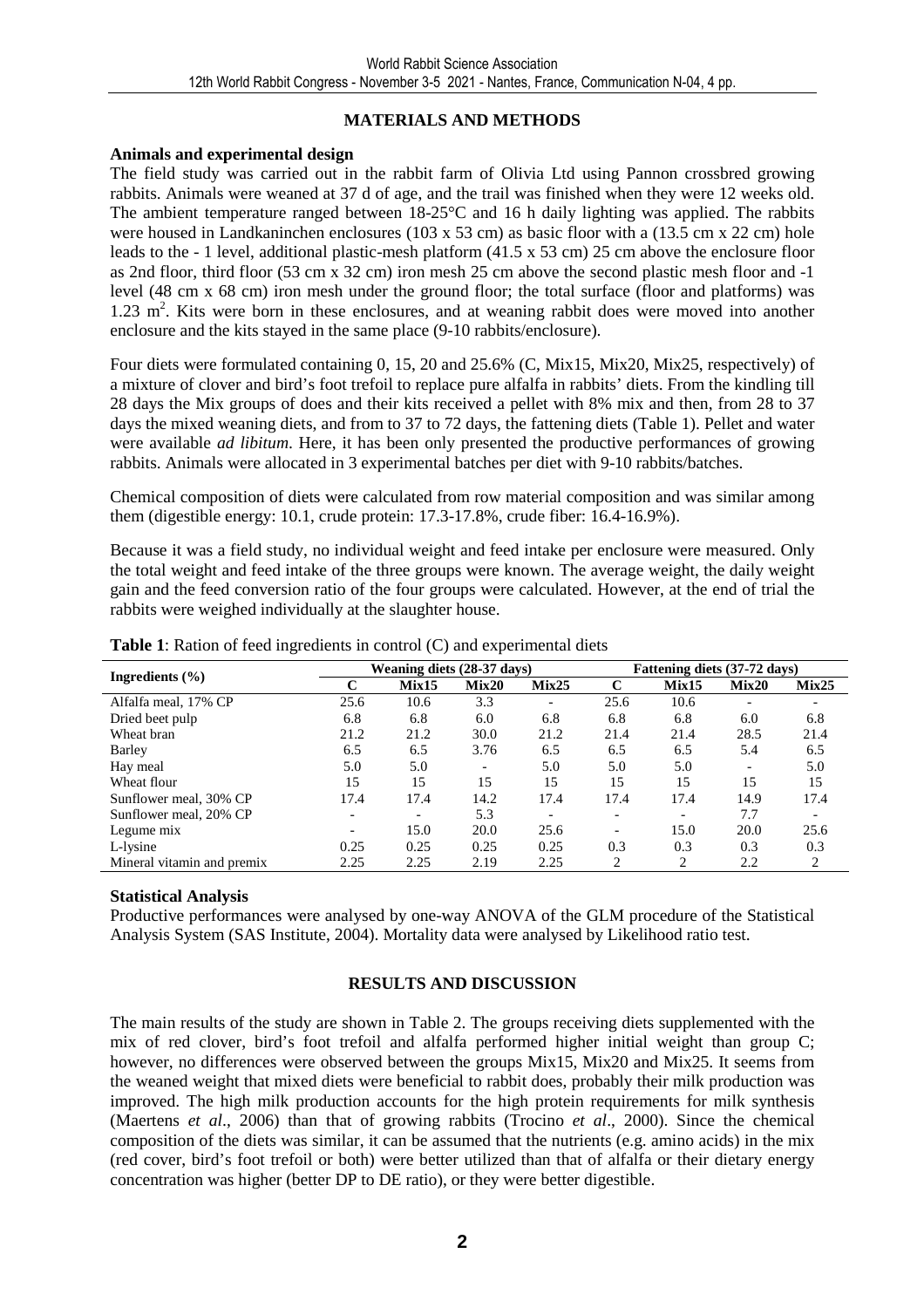## MATERIALS AND METHODS

### Animals and experimental design

The field study was carried out in the rabbit farm of Olivia Ltd using Pannon crossbred growing rabbits. Animals were weaned at 37 d of age, and the trail was finished when they were 12 weeks old. The ambient temperature ranged between 18-25°C and 16 h daily lighting was applied. The rabbits were housed in Landkaninchen enclosures (103 x 53 cm) as basic floor with a (13.5 cm x 22 cm) hole leads to the - 1 level, additional plastic-mesh platform (41.5 x 53 cm) 25 cm above the enclosure floor as 2nd floor, third floor (53 cm x 32 cm) iron mesh 25 cm above the second plastic mesh floor and -1 level (48 cm x 68 cm) iron mesh under the ground floor; the total surface (floor and platforms) was 1.23 $m^2$. Kits were born in these enclosures, and at weaning rabbit does were moved into another enclosure and the kits stayed in the same place (9-10 rabbits/enclosure).

Four diets were formulated containing 0, 15, 20 and 25.6% (C, Mix15, Mix20, Mix25, respectively) of a mixture of clover and bird's foot trefoil to replace pure alfalfa in rabbits' diets. From the kindling till 28 days the Mix groups of does and their kits received a pellet with 8% mix and then, from 28 to 37 days the mixed weaning diets, and from to 37 to 72 days, the fattening diets (Table 1). Pellet and water were available *ad libitum*. Here, it has been only presented the productive performances of growing rabbits. Animals were allocated in 3 experimental batches per diet with 9-10 rabbits/batches.

Chemical composition of diets were calculated from row material composition and was similar among them (digestible energy: 10.1, crude protein: 17.3-17.8%, crude fiber: 16.4-16.9%).

Because it was a field study, no individual weight and feed intake per enclosure were measured. Only the total weight and feed intake of the three groups were known. The average weight, the daily weight gain and the feed conversion ratio of the four groups were calculated. However, at the end of trial the rabbits were weighed individually at the slaughter house.

**Table 1**: Ration of feed ingredients in control (C) and experimental diets

| Ingredients (%) | Weaning diets (28-37 days) | | | | Fattening diets (37-72 days) | | | |
|---|---|---|---|---|---|---|---|---|
| | **C** | **Mix15** | **Mix20** | **Mix25** | **C** | **Mix15** | **Mix20** | **Mix25** |
| Alfalfa meal, 17% CP | 25.6 | 10.6 | 3.3 | - | 25.6 | 10.6 | - | - |
| Dried beet pulp | 6.8 | 6.8 | 6.0 | 6.8 | 6.8 | 6.8 | 6.0 | 6.8 |
| Wheat bran | 21.2 | 21.2 | 30.0 | 21.2 | 21.4 | 21.4 | 28.5 | 21.4 |
| Barley | 6.5 | 6.5 | 3.76 | 6.5 | 6.5 | 6.5 | 5.4 | 6.5 |
| Hay meal | 5.0 | 5.0 | - | 5.0 | 5.0 | 5.0 | - | 5.0 |
| Wheat flour | 15 | 15 | 15 | 15 | 15 | 15 | 15 | 15 |
| Sunflower meal, 30% CP | 17.4 | 17.4 | 14.2 | 17.4 | 17.4 | 17.4 | 14.9 | 17.4 |
| Sunflower meal, 20% CP | - | - | 5.3 | - | - | - | 7.7 | - |
| Legume mix | - | 15.0 | 20.0 | 25.6 | - | 15.0 | 20.0 | 25.6 |
| L-lysine | 0.25 | 0.25 | 0.25 | 0.25 | 0.3 | 0.3 | 0.3 | 0.3 |
| Mineral vitamin and premix | 2.25 | 2.25 | 2.19 | 2.25 | 2 | 2 | 2.2 | 2 |

### Statistical Analysis

Productive performances were analysed by one-way ANOVA of the GLM procedure of the Statistical Analysis System (SAS Institute, 2004). Mortality data were analysed by Likelihood ratio test.

## RESULTS AND DISCUSSION

The main results of the study are shown in Table 2. The groups receiving diets supplemented with the mix of red clover, bird's foot trefoil and alfalfa performed higher initial weight than group C; however, no differences were observed between the groups Mix15, Mix20 and Mix25. It seems from the weaned weight that mixed diets were beneficial to rabbit does, probably their milk production was improved. The high milk production accounts for the high protein requirements for milk synthesis (Maertens *et al*., 2006) than that of growing rabbits (Trocino *et al*., 2000). Since the chemical composition of the diets was similar, it can be assumed that the nutrients (e.g. amino acids) in the mix (red cover, bird's foot trefoil or both) were better utilized than that of alfalfa or their dietary energy concentration was higher (better DP to DE ratio), or they were better digestible.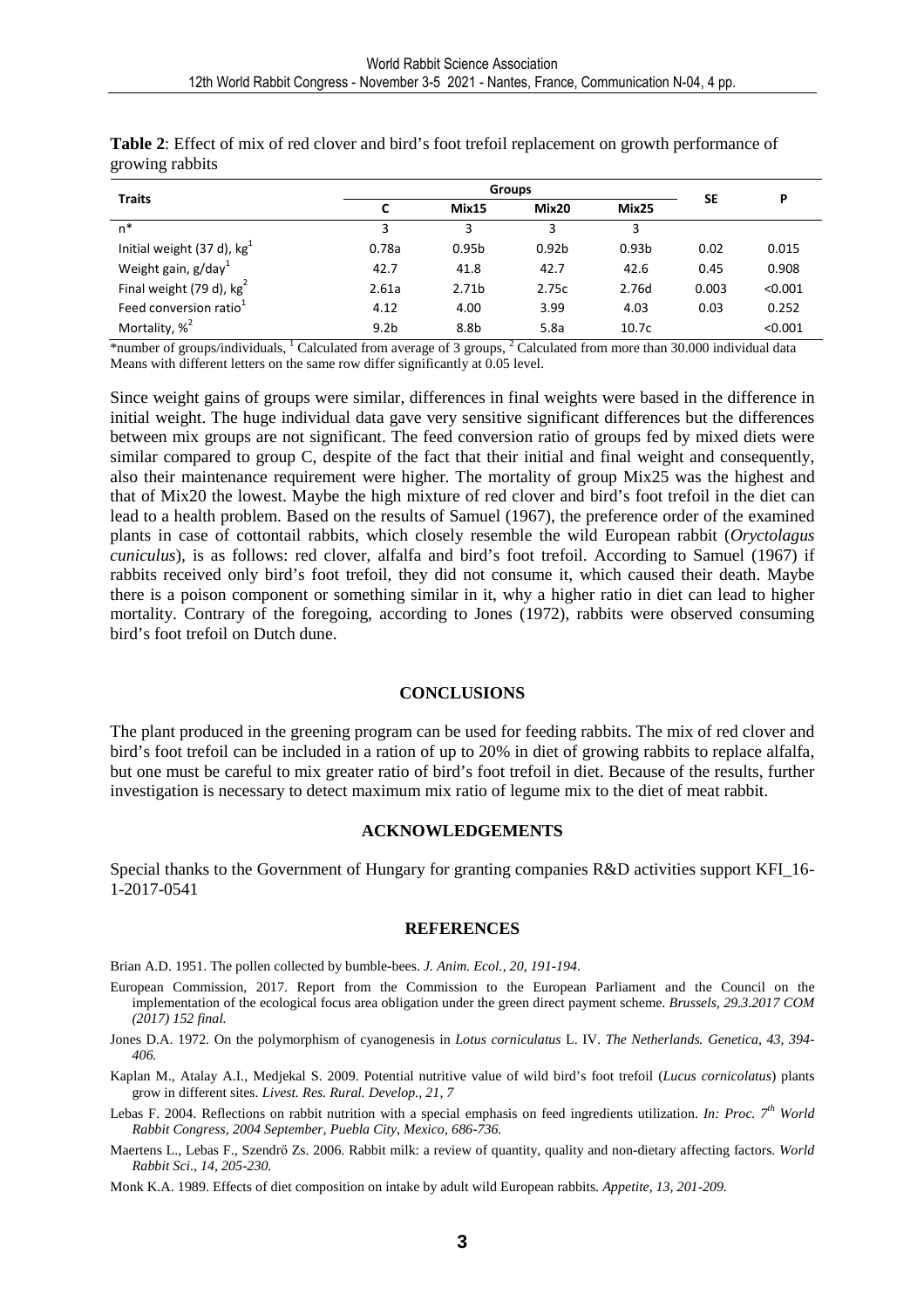**Table 2**: Effect of mix of red clover and bird's foot trefoil replacement on growth performance of growing rabbits

| Traits | Groups | | | | SE | P |
|---|---|---|---|---|---|---|
| | C | Mix15 | Mix20 | Mix25 | | |
| n* | 3 | 3 | 3 | 3 | | |
| Initial weight (37 d), kg[1] | 0.78a | 0.95b | 0.92b | 0.93b | 0.02 | 0.015 |
| Weight gain, g/day[1] | 42.7 | 41.8 | 42.7 | 42.6 | 0.45 | 0.908 |
| Final weight (79 d), kg[2] | 2.61a | 2.71b | 2.75c | 2.76d | 0.003 | <0.001 |
| Feed conversion ratio[1] | 4.12 | 4.00 | 3.99 | 4.03 | 0.03 | 0.252 |
| Mortality, %[2] | 9.2b | 8.8b | 5.8a | 10.7c | | <0.001 |

*number of groups/individuals, [1] Calculated from average of 3 groups, [2] Calculated from more than 30.000 individual data
Means with different letters on the same row differ significantly at 0.05 level.

Since weight gains of groups were similar, differences in final weights were based in the difference in initial weight. The huge individual data gave very sensitive significant differences but the differences between mix groups are not significant. The feed conversion ratio of groups fed by mixed diets were similar compared to group C, despite of the fact that their initial and final weight and consequently, also their maintenance requirement were higher. The mortality of group Mix25 was the highest and that of Mix20 the lowest. Maybe the high mixture of red clover and bird's foot trefoil in the diet can lead to a health problem. Based on the results of Samuel (1967), the preference order of the examined plants in case of cottontail rabbits, which closely resemble the wild European rabbit (*Oryctolagus cuniculus*), is as follows: red clover, alfalfa and bird's foot trefoil. According to Samuel (1967) if rabbits received only bird's foot trefoil, they did not consume it, which caused their death. Maybe there is a poison component or something similar in it, why a higher ratio in diet can lead to higher mortality. Contrary of the foregoing, according to Jones (1972), rabbits were observed consuming bird's foot trefoil on Dutch dune.

## CONCLUSIONS

The plant produced in the greening program can be used for feeding rabbits. The mix of red clover and bird's foot trefoil can be included in a ration of up to 20% in diet of growing rabbits to replace alfalfa, but one must be careful to mix greater ratio of bird's foot trefoil in diet. Because of the results, further investigation is necessary to detect maximum mix ratio of legume mix to the diet of meat rabbit.

## ACKNOWLEDGEMENTS

Special thanks to the Government of Hungary for granting companies R&D activities support KFI_16-1-2017-0541

## REFERENCES

Brian A.D. 1951. The pollen collected by bumble-bees. *J. Anim. Ecol., 20, 191-194.*

European Commission, 2017. Report from the Commission to the European Parliament and the Council on the implementation of the ecological focus area obligation under the green direct payment scheme. *Brussels, 29.3.2017 COM (2017) 152 final.*

Jones D.A. 1972. On the polymorphism of cyanogenesis in *Lotus corniculatus* L. IV. *The Netherlands. Genetica, 43, 394-406.*

Kaplan M., Atalay A.I., Medjekal S. 2009. Potential nutritive value of wild bird's foot trefoil (*Lucus cornicolatus*) plants grow in different sites. *Livest. Res. Rural. Develop., 21, 7*

Lebas F. 2004. Reflections on rabbit nutrition with a special emphasis on feed ingredients utilization. *In: Proc. 7th World Rabbit Congress, 2004 September, Puebla City, Mexico, 686-736.*

Maertens L., Lebas F., Szendrő Zs. 2006. Rabbit milk: a review of quantity, quality and non-dietary affecting factors. *World Rabbit Sci., 14, 205-230.*

Monk K.A. 1989. Effects of diet composition on intake by adult wild European rabbits. *Appetite, 13, 201-209.*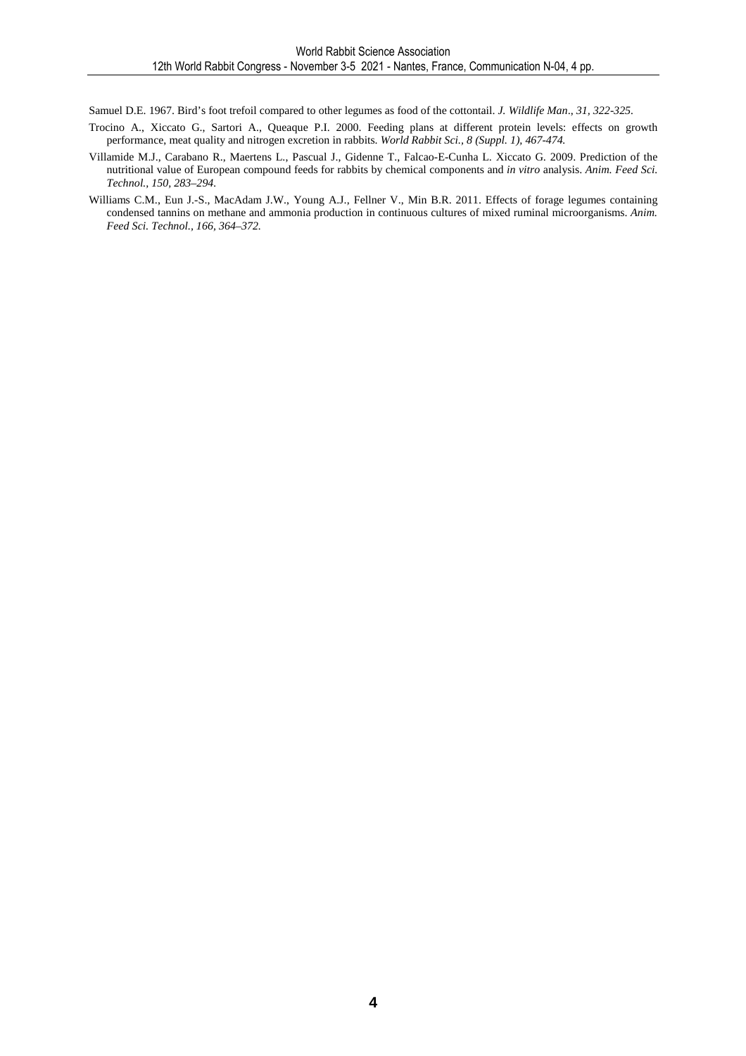Samuel D.E. 1967. Bird's foot trefoil compared to other legumes as food of the cottontail. *J. Wildlife Man., 31, 322-325.*

Trocino A., Xiccato G., Sartori A., Queaque P.I. 2000. Feeding plans at different protein levels: effects on growth performance, meat quality and nitrogen excretion in rabbits. *World Rabbit Sci., 8 (Suppl. 1), 467-474.*

Villamide M.J., Carabano R., Maertens L., Pascual J., Gidenne T., Falcao-E-Cunha L. Xiccato G. 2009. Prediction of the nutritional value of European compound feeds for rabbits by chemical components and *in vitro* analysis. *Anim. Feed Sci. Technol., 150, 283–294.*

Williams C.M., Eun J.-S., MacAdam J.W., Young A.J., Fellner V., Min B.R. 2011. Effects of forage legumes containing condensed tannins on methane and ammonia production in continuous cultures of mixed ruminal microorganisms. *Anim. Feed Sci. Technol., 166, 364–372.*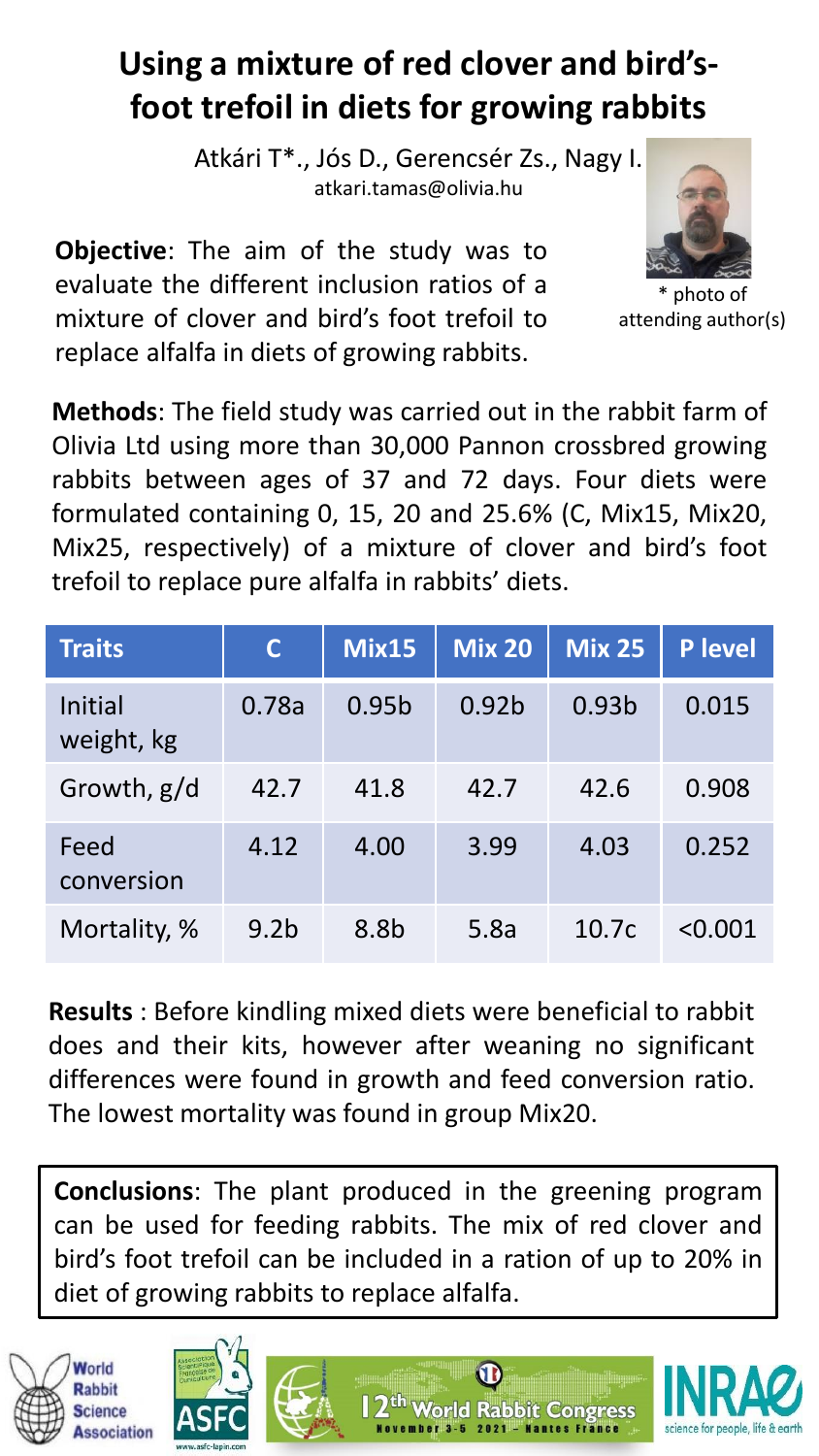# Using a mixture of red clover and bird's-foot trefoil in diets for growing rabbits

Atkári T*., Jós D., Gerencsér Zs., Nagy I.
atkari.tamas@olivia.hu

\* photo of attending author(s)

**Objective**: The aim of the study was to evaluate the different inclusion ratios of a mixture of clover and bird's foot trefoil to replace alfalfa in diets of growing rabbits.

**Methods**: The field study was carried out in the rabbit farm of Olivia Ltd using more than 30,000 Pannon crossbred growing rabbits between ages of 37 and 72 days. Four diets were formulated containing 0, 15, 20 and 25.6% (C, Mix15, Mix20, Mix25, respectively) of a mixture of clover and bird's foot trefoil to replace pure alfalfa in rabbits' diets.

| Traits | C | Mix15 | Mix 20 | Mix 25 | P level |
|---|---|---|---|---|---|
| Initial weight, kg | 0.78a | 0.95b | 0.92b | 0.93b | 0.015 |
| Growth, g/d | 42.7 | 41.8 | 42.7 | 42.6 | 0.908 |
| Feed conversion | 4.12 | 4.00 | 3.99 | 4.03 | 0.252 |
| Mortality, % | 9.2b | 8.8b | 5.8a | 10.7c | <0.001 |

**Results** : Before kindling mixed diets were beneficial to rabbit does and their kits, however after weaning no significant differences were found in growth and feed conversion ratio. The lowest mortality was found in group Mix20.

**Conclusions**: The plant produced in the greening program can be used for feeding rabbits. The mix of red clover and bird's foot trefoil can be included in a ration of up to 20% in diet of growing rabbits to replace alfalfa.